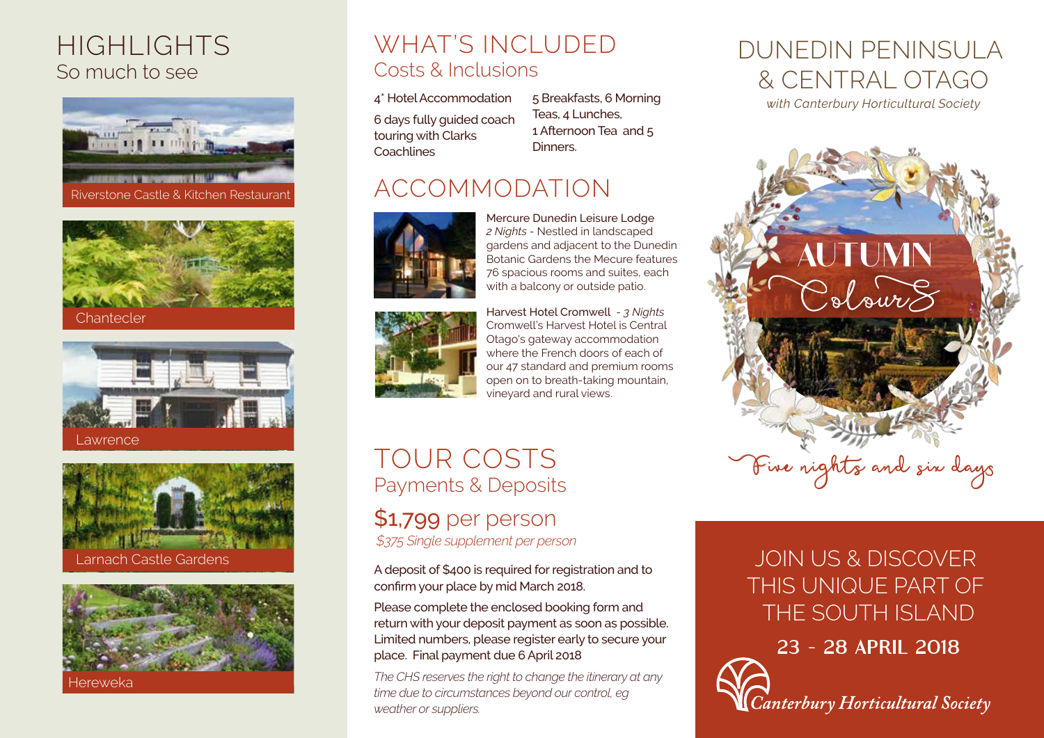# HIGHLIGHTS

## So much to see

Riverstone Castle & Kitchen Restaurant

Chantecler

Lawrence

Larnach Castle Gardens

Hereweka

# WHAT'S INCLUDED

## Costs & Inclusions

4* Hotel Accommodation

6 days fully guided coach touring with Clarks Coachlines

5 Breakfasts, 6 Morning Teas, 4 Lunches, 1 Afternoon Tea and 5 Dinners.

# ACCOMMODATION

Mercure Dunedin Leisure Lodge
*2 Nights* - Nestled in landscaped gardens and adjacent to the Dunedin Botanic Gardens the Mecure features 76 spacious rooms and suites, each with a balcony or outside patio.

Harvest Hotel Cromwell - *3 Nights*
Cromwell's Harvest Hotel is Central Otago's gateway accommodation where the French doors of each of our 47 standard and premium rooms open on to breath-taking mountain, vineyard and rural views.

# TOUR COSTS

## Payments & Deposits

### $1,799 per person

*$375 Single supplement per person*

A deposit of $400 is required for registration and to confirm your place by mid March 2018.

Please complete the enclosed booking form and return with your deposit payment as soon as possible. Limited numbers, please register early to secure your place. Final payment due 6 April 2018

*The CHS reserves the right to change the itinerary at any time due to circumstances beyond our control, eg weather or suppliers.*

# DUNEDIN PENINSULA & CENTRAL OTAGO

*with Canterbury Horticultural Society*

AUTUMN Colours

Five nights and six days

## JOIN US & DISCOVER THIS UNIQUE PART OF THE SOUTH ISLAND

**23 - 28 APRIL 2018**

Canterbury Horticultural Society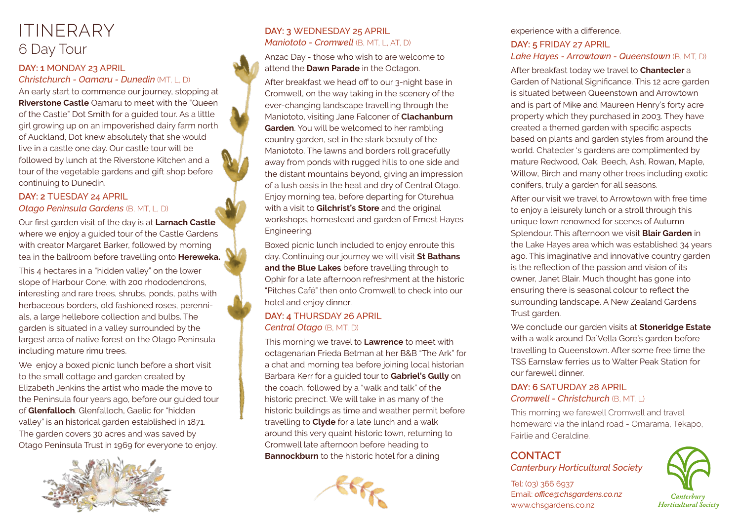# ITINERARY

## 6 Day Tour

### DAY: 1 MONDAY 23 APRIL

*Christchurch - Oamaru - Dunedin* (MT, L, D)

An early start to commence our journey, stopping at **Riverstone Castle** Oamaru to meet with the "Queen of the Castle" Dot Smith for a guided tour. As a little girl growing up on an impoverished dairy farm north of Auckland, Dot knew absolutely that she would live in a castle one day. Our castle tour will be followed by lunch at the Riverstone Kitchen and a tour of the vegetable gardens and gift shop before continuing to Dunedin.

### DAY: 2 TUESDAY 24 APRIL

*Otago Peninsula Gardens* (B, MT, L, D)

Our first garden visit of the day is at **Larnach Castle** where we enjoy a guided tour of the Castle Gardens with creator Margaret Barker, followed by morning tea in the ballroom before travelling onto **Hereweka.**

This 4 hectares in a "hidden valley" on the lower slope of Harbour Cone, with 200 rhododendrons, interesting and rare trees, shrubs, ponds, paths with herbaceous borders, old fashioned roses, perennials, a large hellebore collection and bulbs. The garden is situated in a valley surrounded by the largest area of native forest on the Otago Peninsula including mature rimu trees.

We enjoy a boxed picnic lunch before a short visit to the small cottage and garden created by Elizabeth Jenkins the artist who made the move to the Peninsula four years ago, before our guided tour of **Glenfalloch**. Glenfalloch, Gaelic for "hidden valley" is an historical garden established in 1871. The garden covers 30 acres and was saved by Otago Peninsula Trust in 1969 for everyone to enjoy.

### DAY: 3 WEDNESDAY 25 APRIL

*Maniototo - Cromwell* (B, MT, L, AT, D)

Anzac Day - those who wish to are welcome to attend the **Dawn Parade** in the Octagon.

After breakfast we head off to our 3-night base in Cromwell, on the way taking in the scenery of the ever-changing landscape travelling through the Maniototo, visiting Jane Falconer of **Clachanburn Garden**. You will be welcomed to her rambling country garden, set in the stark beauty of the Maniototo. The lawns and borders roll gracefully away from ponds with rugged hills to one side and the distant mountains beyond, giving an impression of a lush oasis in the heat and dry of Central Otago. Enjoy morning tea, before departing for Oturehua with a visit to **Gilchrist's Store** and the original workshops, homestead and garden of Ernest Hayes Engineering.

Boxed picnic lunch included to enjoy enroute this day. Continuing our journey we will visit **St Bathans and the Blue Lakes** before travelling through to Ophir for a late afternoon refreshment at the historic "Pitches Café" then onto Cromwell to check into our hotel and enjoy dinner.

### DAY: 4 THURSDAY 26 APRIL

*Central Otago* (B, MT, D)

This morning we travel to **Lawrence** to meet with octagenarian Frieda Betman at her B&B "The Ark" for a chat and morning tea before joining local historian Barbara Kerr for a guided tour to **Gabriel's Gully** on the coach, followed by a "walk and talk" of the historic precinct. We will take in as many of the historic buildings as time and weather permit before travelling to **Clyde** for a late lunch and a walk around this very quaint historic town, returning to Cromwell late afternoon before heading to **Bannockburn** to the historic hotel for a dining experience with a difference.

### DAY: 5 FRIDAY 27 APRIL

*Lake Hayes - Arrowtown - Queenstown* (B, MT, D)

After breakfast today we travel to **Chantecler** a Garden of National Significance. This 12 acre garden is situated between Queenstown and Arrowtown and is part of Mike and Maureen Henry's forty acre property which they purchased in 2003. They have created a themed garden with specific aspects based on plants and garden styles from around the world. Chatecler 's gardens are complimented by mature Redwood, Oak, Beech, Ash, Rowan, Maple, Willow, Birch and many other trees including exotic conifers, truly a garden for all seasons.

After our visit we travel to Arrowtown with free time to enjoy a leisurely lunch or a stroll through this unique town renowned for scenes of Autumn Splendour. This afternoon we visit **Blair Garden** in the Lake Hayes area which was established 34 years ago. This imaginative and innovative country garden is the reflection of the passion and vision of its owner, Janet Blair. Much thought has gone into ensuring there is seasonal colour to reflect the surrounding landscape. A New Zealand Gardens Trust garden.

We conclude our garden visits at **Stoneridge Estate** with a walk around Da`Vella Gore's garden before travelling to Queenstown. After some free time the TSS Earnslaw ferries us to Walter Peak Station for our farewell dinner.

### DAY: 6 SATURDAY 28 APRIL

*Cromwell - Christchurch* (B, MT, L)

This morning we farewell Cromwell and travel homeward via the inland road - Omarama, Tekapo, Fairlie and Geraldine.

## CONTACT

*Canterbury Horticultural Society*

Tel: (03) 366 6937
Email: *office@chsgardens.co.nz*
www.chsgardens.co.nz

*Canterbury Horticultural Society*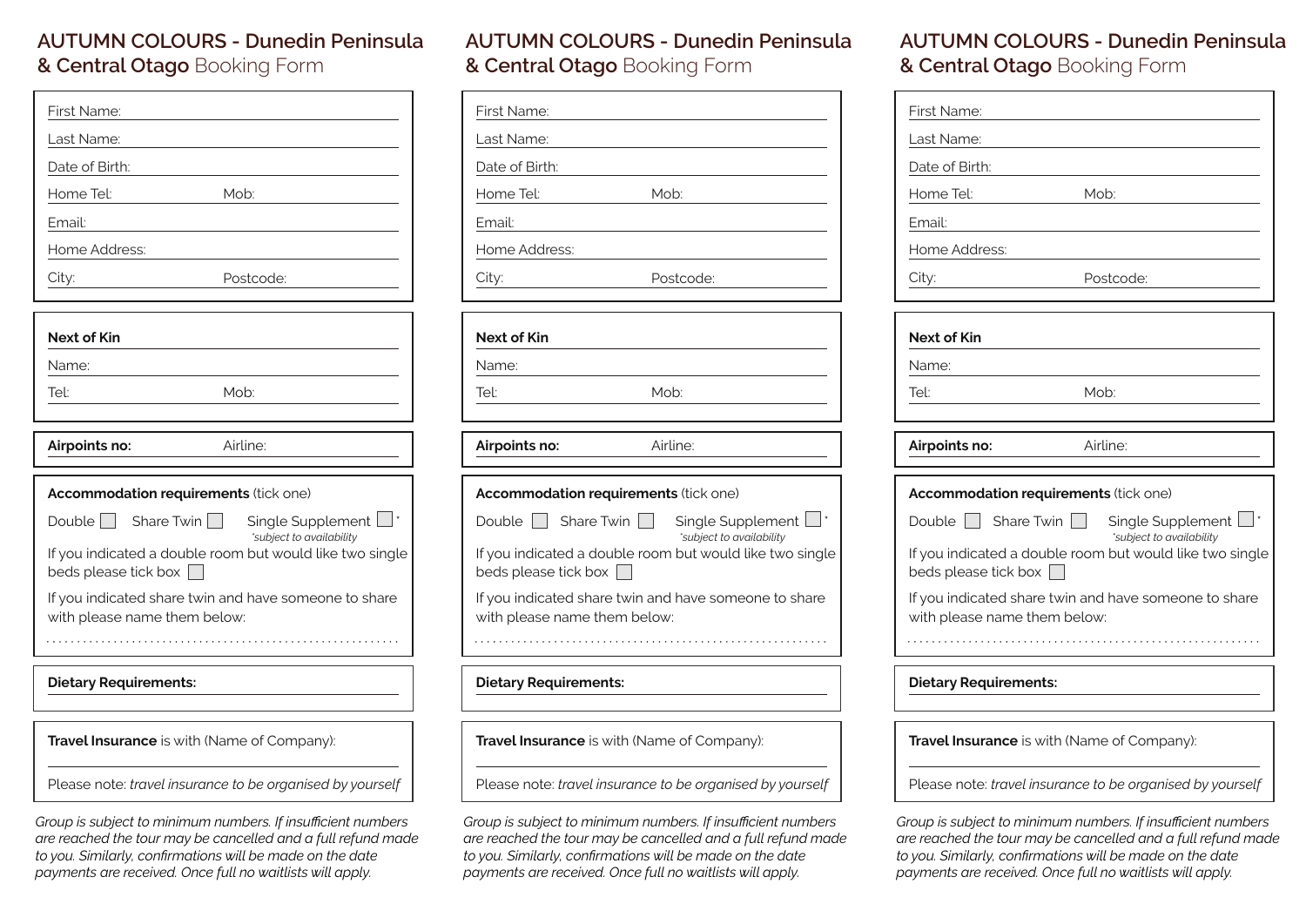# AUTUMN COLOURS - Dunedin Peninsula & Central Otago Booking Form

First Name:

Last Name:

Date of Birth:

Home Tel: Mob:

Email:

Home Address:

City: Postcode:

**Next of Kin**

Name:

Tel: Mob:

**Airpoints no:** Airline:

**Accommodation requirements** (tick one)

Double ☐ Share Twin ☐ Single Supplement ☐ *

*subject to availability*

If you indicated a double room but would like two single beds please tick box ☐

If you indicated share twin and have someone to share with please name them below:

.........................................................

**Dietary Requirements:**

**Travel Insurance** is with (Name of Company):

Please note: *travel insurance to be organised by yourself*

*Group is subject to minimum numbers. If insufficient numbers are reached the tour may be cancelled and a full refund made to you. Similarly, confirmations will be made on the date payments are received. Once full no waitlists will apply.*

# AUTUMN COLOURS - Dunedin Peninsula & Central Otago Booking Form

First Name:

Last Name:

Date of Birth:

Home Tel: Mob:

Email:

Home Address:

City: Postcode:

**Next of Kin**

Name:

Tel: Mob:

**Airpoints no:** Airline:

**Accommodation requirements** (tick one)

Double ☐ Share Twin ☐ Single Supplement ☐ *

*subject to availability*

If you indicated a double room but would like two single beds please tick box ☐

If you indicated share twin and have someone to share with please name them below:

.........................................................

**Dietary Requirements:**

**Travel Insurance** is with (Name of Company):

Please note: *travel insurance to be organised by yourself*

*Group is subject to minimum numbers. If insufficient numbers are reached the tour may be cancelled and a full refund made to you. Similarly, confirmations will be made on the date payments are received. Once full no waitlists will apply.*

# AUTUMN COLOURS - Dunedin Peninsula & Central Otago Booking Form

First Name:

Last Name:

Date of Birth:

Home Tel: Mob:

Email:

Home Address:

City: Postcode:

**Next of Kin**

Name:

Tel: Mob:

**Airpoints no:** Airline:

**Accommodation requirements** (tick one)

Double ☐ Share Twin ☐ Single Supplement ☐ *

*subject to availability*

If you indicated a double room but would like two single beds please tick box ☐

If you indicated share twin and have someone to share with please name them below:

.........................................................

**Dietary Requirements:**

**Travel Insurance** is with (Name of Company):

Please note: *travel insurance to be organised by yourself*

*Group is subject to minimum numbers. If insufficient numbers are reached the tour may be cancelled and a full refund made to you. Similarly, confirmations will be made on the date payments are received. Once full no waitlists will apply.*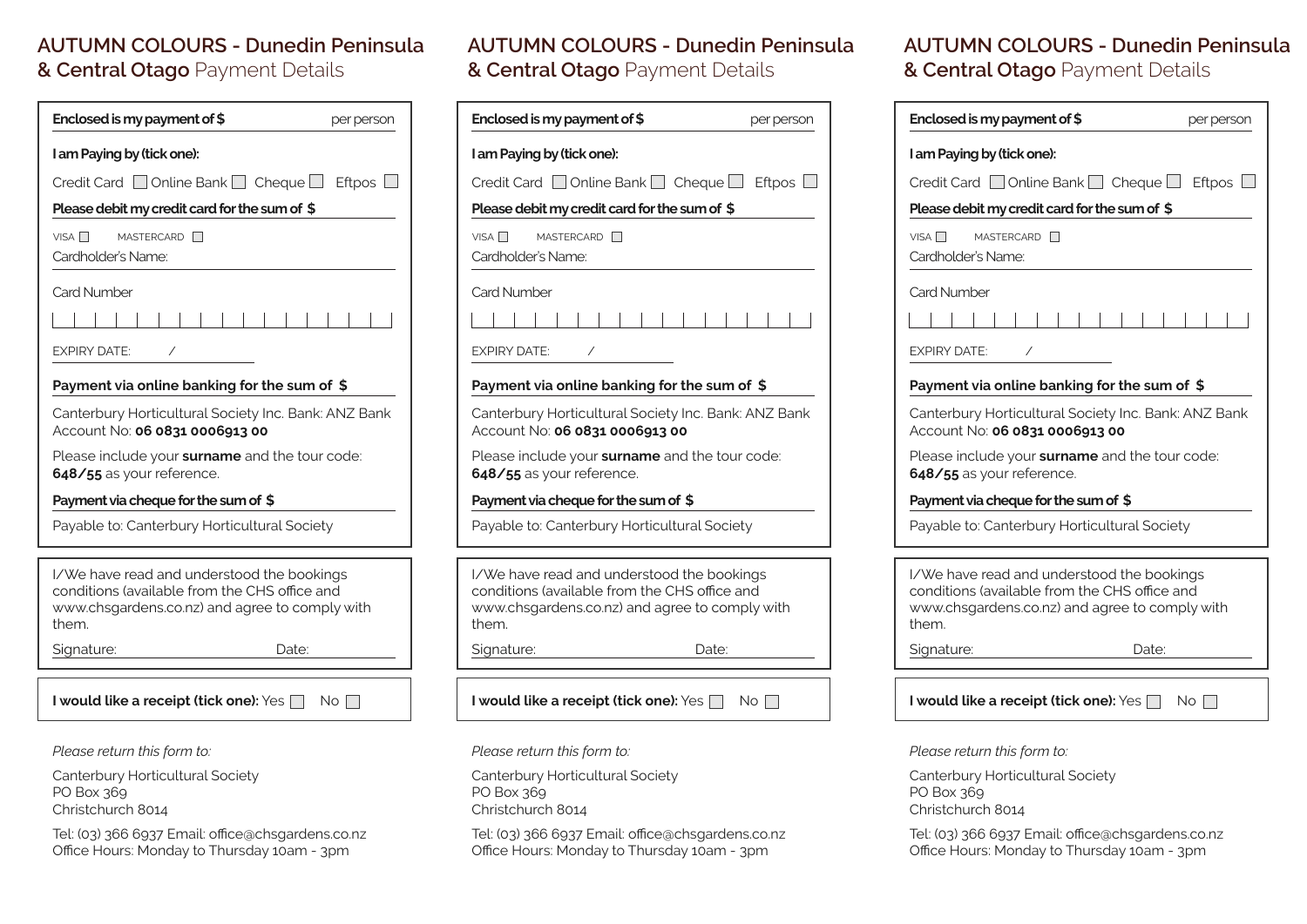## AUTUMN COLOURS - Dunedin Peninsula & Central Otago Payment Details

**Enclosed is my payment of $** per person

**I am Paying by (tick one):**

Credit Card ☐ Online Bank ☐ Cheque ☐ Eftpos ☐

**Please debit my credit card for the sum of $**

VISA ☐ MASTERCARD ☐

Cardholder's Name:

Card Number

| | | | | | | | | | | | | | | | |

EXPIRY DATE: /

**Payment via online banking for the sum of $**

Canterbury Horticultural Society Inc. Bank: ANZ Bank Account No: **06 0831 0006913 00**

Please include your **surname** and the tour code: **648/55** as your reference.

**Payment via cheque for the sum of $**

Payable to: Canterbury Horticultural Society

I/We have read and understood the bookings conditions (available from the CHS office and www.chsgardens.co.nz) and agree to comply with them.

Signature: Date:

**I would like a receipt (tick one):** Yes ☐ No ☐

*Please return this form to:*

Canterbury Horticultural Society
PO Box 369
Christchurch 8014

Tel: (03) 366 6937 Email: office@chsgardens.co.nz
Office Hours: Monday to Thursday 10am - 3pm

## AUTUMN COLOURS - Dunedin Peninsula & Central Otago Payment Details

**Enclosed is my payment of $** per person

**I am Paying by (tick one):**

Credit Card ☐ Online Bank ☐ Cheque ☐ Eftpos ☐

**Please debit my credit card for the sum of $**

VISA ☐ MASTERCARD ☐

Cardholder's Name:

Card Number

| | | | | | | | | | | | | | | | |

EXPIRY DATE: /

**Payment via online banking for the sum of $**

Canterbury Horticultural Society Inc. Bank: ANZ Bank Account No: **06 0831 0006913 00**

Please include your **surname** and the tour code: **648/55** as your reference.

**Payment via cheque for the sum of $**

Payable to: Canterbury Horticultural Society

I/We have read and understood the bookings conditions (available from the CHS office and www.chsgardens.co.nz) and agree to comply with them.

Signature: Date:

**I would like a receipt (tick one):** Yes ☐ No ☐

*Please return this form to:*

Canterbury Horticultural Society
PO Box 369
Christchurch 8014

Tel: (03) 366 6937 Email: office@chsgardens.co.nz
Office Hours: Monday to Thursday 10am - 3pm

## AUTUMN COLOURS - Dunedin Peninsula & Central Otago Payment Details

**Enclosed is my payment of $** per person

**I am Paying by (tick one):**

Credit Card ☐ Online Bank ☐ Cheque ☐ Eftpos ☐

**Please debit my credit card for the sum of $**

VISA ☐ MASTERCARD ☐

Cardholder's Name:

Card Number

| | | | | | | | | | | | | | | | |

EXPIRY DATE: /

**Payment via online banking for the sum of $**

Canterbury Horticultural Society Inc. Bank: ANZ Bank Account No: **06 0831 0006913 00**

Please include your **surname** and the tour code: **648/55** as your reference.

**Payment via cheque for the sum of $**

Payable to: Canterbury Horticultural Society

I/We have read and understood the bookings conditions (available from the CHS office and www.chsgardens.co.nz) and agree to comply with them.

Signature: Date:

**I would like a receipt (tick one):** Yes ☐ No ☐

*Please return this form to:*

Canterbury Horticultural Society
PO Box 369
Christchurch 8014

Tel: (03) 366 6937 Email: office@chsgardens.co.nz
Office Hours: Monday to Thursday 10am - 3pm